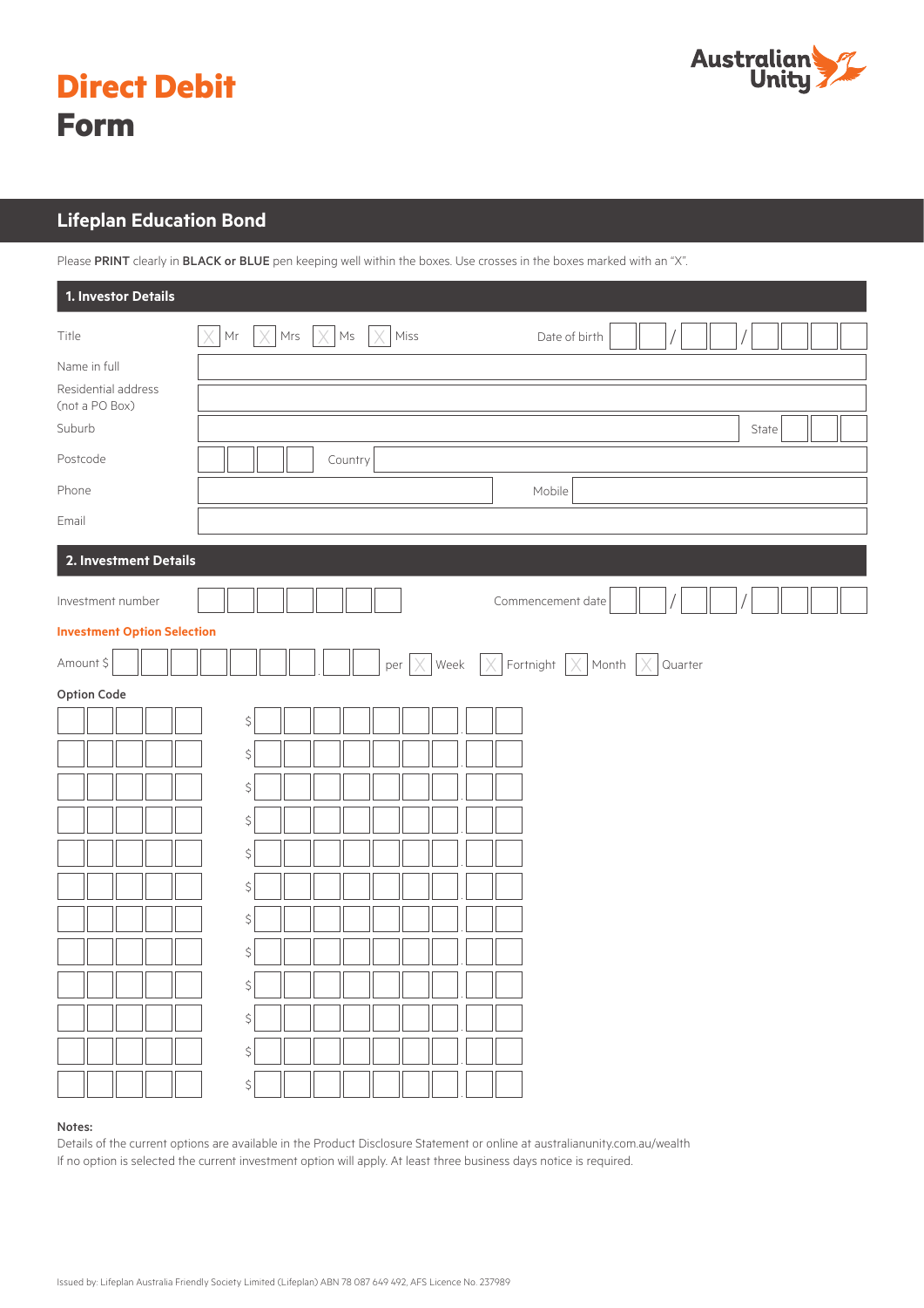# Direct Debit Form

## Lifeplan Education Bond

Please **PRINT** clearly in **BLACK or BLUE** pen keeping well within the boxes. Use crosses in the boxes marked with an "X".

### 1. Investor Details

Title ☐ Mr ☐ Mrs ☐ Ms ☐ Miss     Date of birth __ __ / __ __ / __ __ __ __

Name in full

Residential address (not a PO Box)

Suburb     State

Postcode     Country

Phone     Mobile

Email

### 2. Investment Details

Investment number     Commencement date __ __ / __ __ / __ __ __ __

**Investment Option Selection**

Amount $ .     per ☐ Week ☐ Fortnight ☐ Month ☐ Quarter

**Option Code**

| Option Code | Amount |
|---|---|
| | $ |
| | $ |
| | $ |
| | $ |
| | $ |
| | $ |
| | $ |
| | $ |
| | $ |
| | $ |
| | $ |
| | $ |

**Notes:**

Details of the current options are available in the Product Disclosure Statement or online at australianunity.com.au/wealth

If no option is selected the current investment option will apply. At least three business days notice is required.

Issued by: Lifeplan Australia Friendly Society Limited (Lifeplan) ABN 78 087 649 492, AFS Licence No. 237989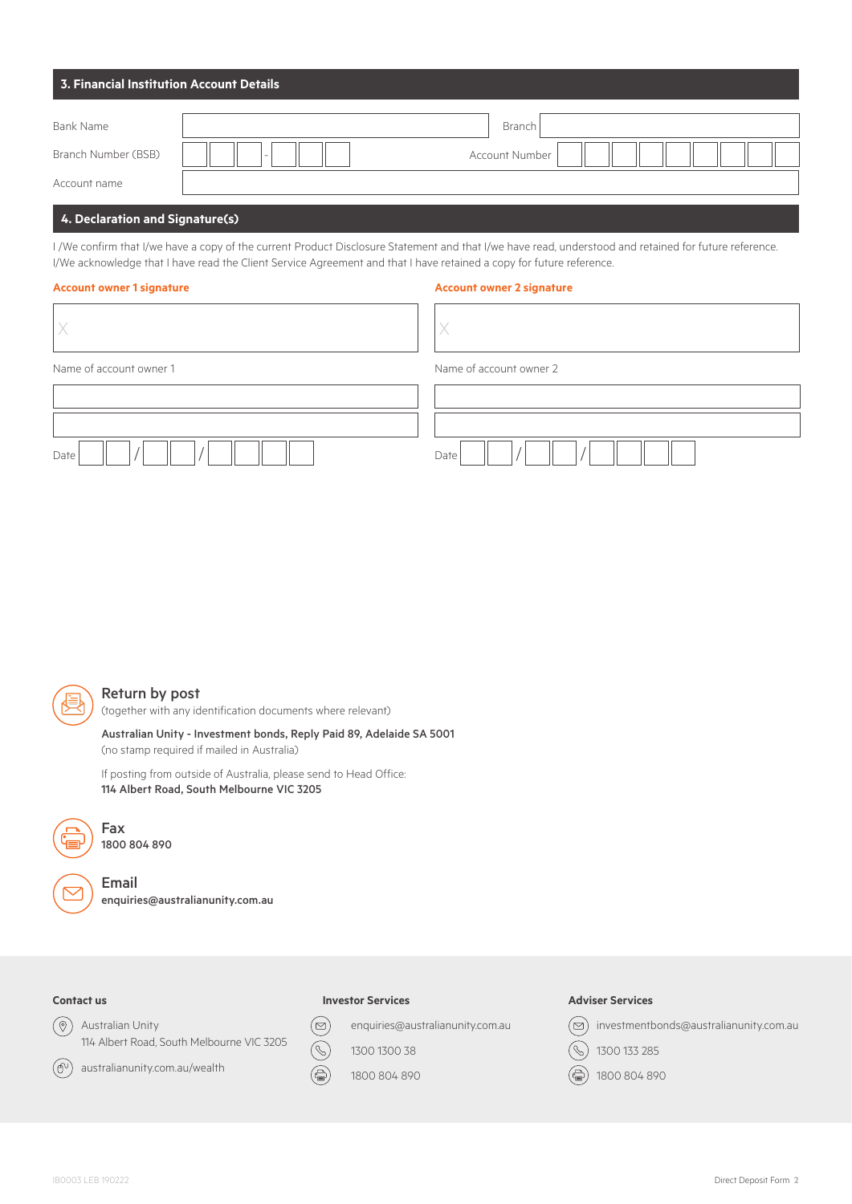## 3. Financial Institution Account Details

Bank Name | Branch

Branch Number (BSB) | Account Number

Account name

## 4. Declaration and Signature(s)

I /We confirm that I/we have a copy of the current Product Disclosure Statement and that I/we have read, understood and retained for future reference. I/We acknowledge that I have read the Client Service Agreement and that I have retained a copy for future reference.

**Account owner 1 signature**

X

Name of account owner 1

Date / /

**Account owner 2 signature**

X

Name of account owner 2

Date / /

### Return by post

(together with any identification documents where relevant)

**Australian Unity - Investment bonds, Reply Paid 89, Adelaide SA 5001**
(no stamp required if mailed in Australia)

If posting from outside of Australia, please send to Head Office:
**114 Albert Road, South Melbourne VIC 3205**

### Fax

**1800 804 890**

### Email

**enquiries@australianunity.com.au**

**Contact us**

Australian Unity
114 Albert Road, South Melbourne VIC 3205

australianunity.com.au/wealth

**Investor Services**

enquiries@australianunity.com.au

1300 1300 38

1800 804 890

**Adviser Services**

investmentbonds@australianunity.com.au

1300 133 285

1800 804 890

IB0003 LEB 190222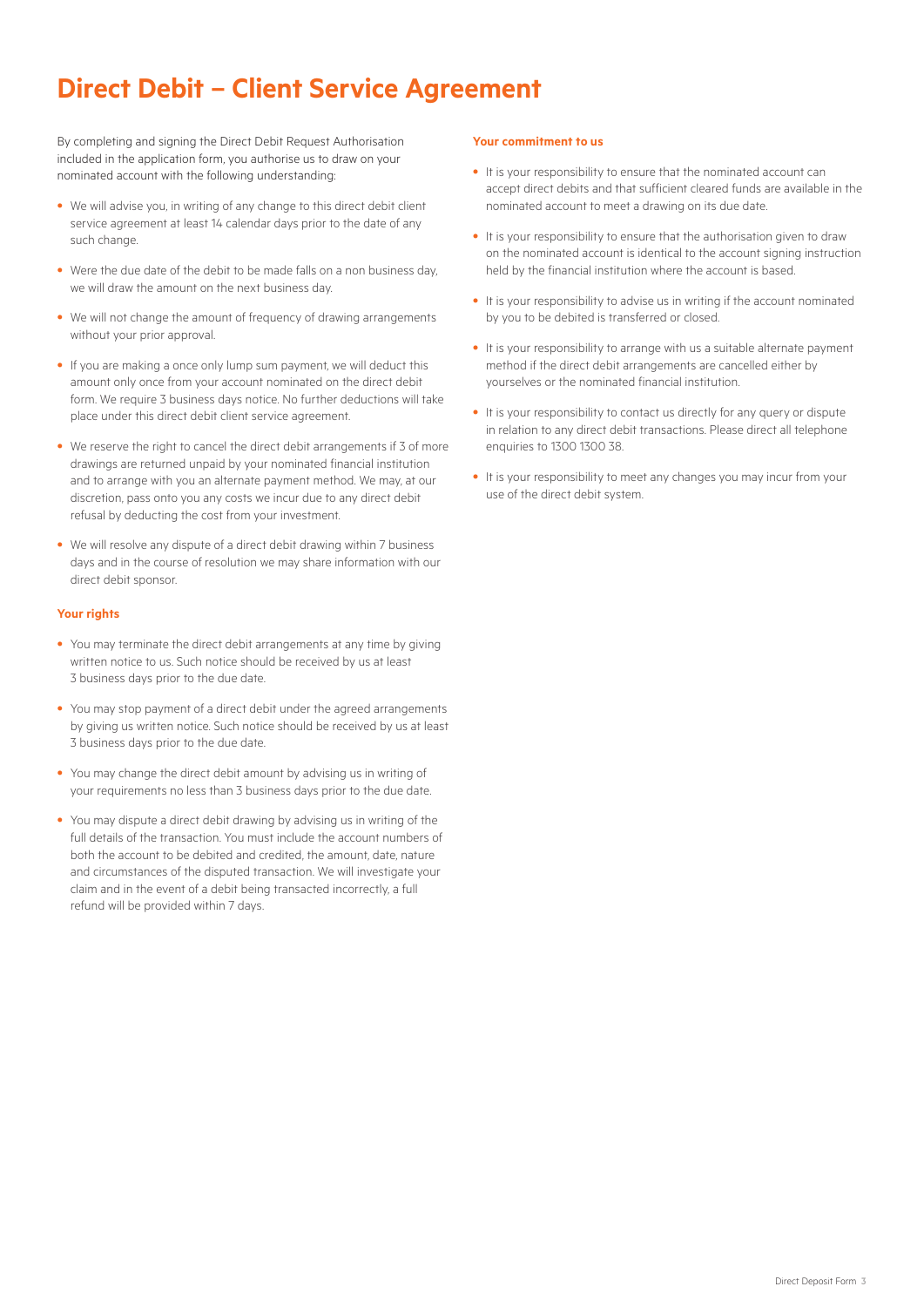# Direct Debit – Client Service Agreement

By completing and signing the Direct Debit Request Authorisation included in the application form, you authorise us to draw on your nominated account with the following understanding:

- We will advise you, in writing of any change to this direct debit client service agreement at least 14 calendar days prior to the date of any such change.
- Were the due date of the debit to be made falls on a non business day, we will draw the amount on the next business day.
- We will not change the amount of frequency of drawing arrangements without your prior approval.
- If you are making a once only lump sum payment, we will deduct this amount only once from your account nominated on the direct debit form. We require 3 business days notice. No further deductions will take place under this direct debit client service agreement.
- We reserve the right to cancel the direct debit arrangements if 3 of more drawings are returned unpaid by your nominated financial institution and to arrange with you an alternate payment method. We may, at our discretion, pass onto you any costs we incur due to any direct debit refusal by deducting the cost from your investment.
- We will resolve any dispute of a direct debit drawing within 7 business days and in the course of resolution we may share information with our direct debit sponsor.

### Your rights

- You may terminate the direct debit arrangements at any time by giving written notice to us. Such notice should be received by us at least 3 business days prior to the due date.
- You may stop payment of a direct debit under the agreed arrangements by giving us written notice. Such notice should be received by us at least 3 business days prior to the due date.
- You may change the direct debit amount by advising us in writing of your requirements no less than 3 business days prior to the due date.
- You may dispute a direct debit drawing by advising us in writing of the full details of the transaction. You must include the account numbers of both the account to be debited and credited, the amount, date, nature and circumstances of the disputed transaction. We will investigate your claim and in the event of a debit being transacted incorrectly, a full refund will be provided within 7 days.

### Your commitment to us

- It is your responsibility to ensure that the nominated account can accept direct debits and that sufficient cleared funds are available in the nominated account to meet a drawing on its due date.
- It is your responsibility to ensure that the authorisation given to draw on the nominated account is identical to the account signing instruction held by the financial institution where the account is based.
- It is your responsibility to advise us in writing if the account nominated by you to be debited is transferred or closed.
- It is your responsibility to arrange with us a suitable alternate payment method if the direct debit arrangements are cancelled either by yourselves or the nominated financial institution.
- It is your responsibility to contact us directly for any query or dispute in relation to any direct debit transactions. Please direct all telephone enquiries to 1300 1300 38.
- It is your responsibility to meet any changes you may incur from your use of the direct debit system.